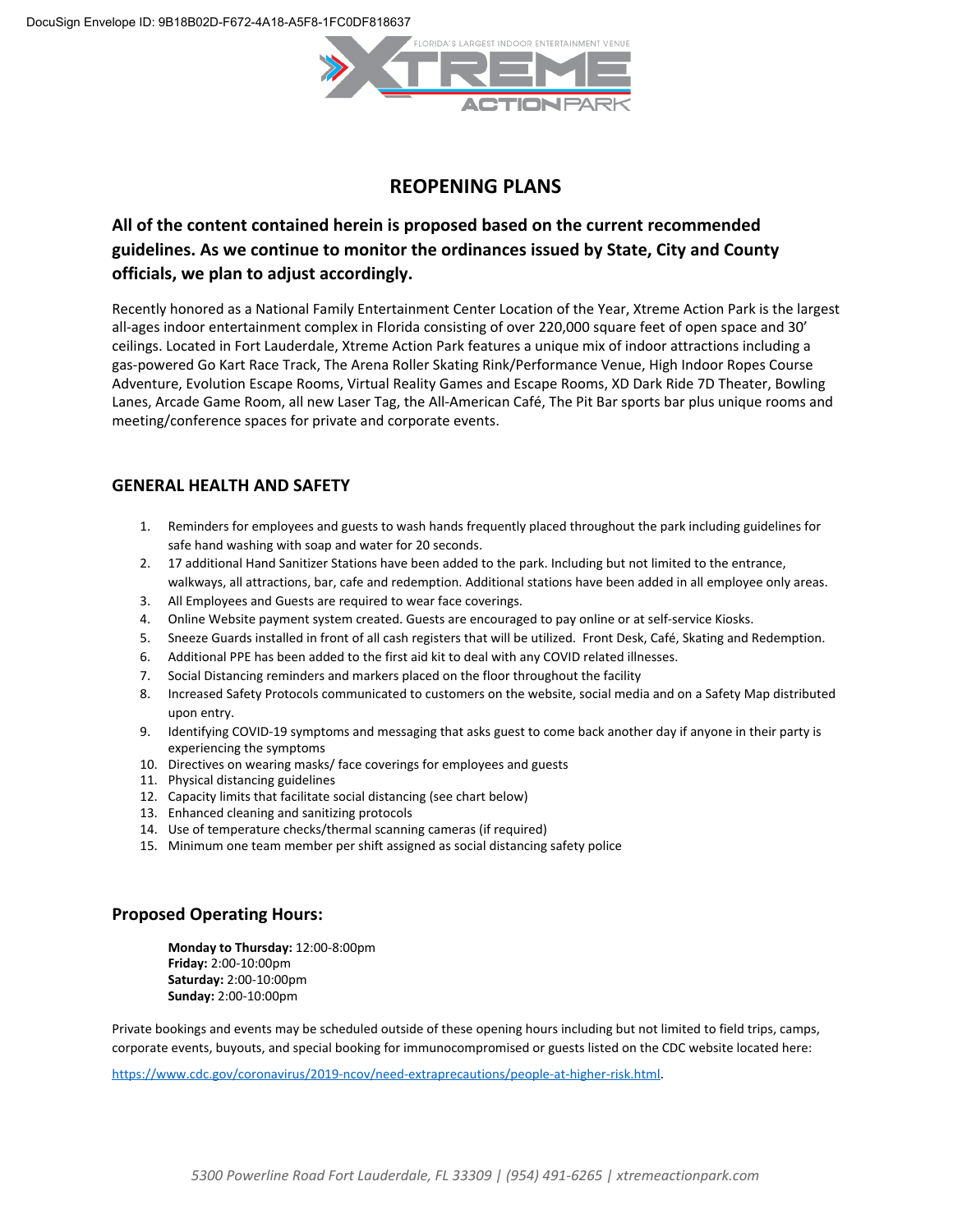DocuSign Envelope ID: 9B18B02D-F672-4A18-A5F8-1FC0DF818637

# REOPENING PLANS

**All of the content contained herein is proposed based on the current recommended guidelines. As we continue to monitor the ordinances issued by State, City and County officials, we plan to adjust accordingly.**

Recently honored as a National Family Entertainment Center Location of the Year, Xtreme Action Park is the largest all-ages indoor entertainment complex in Florida consisting of over 220,000 square feet of open space and 30' ceilings. Located in Fort Lauderdale, Xtreme Action Park features a unique mix of indoor attractions including a gas-powered Go Kart Race Track, The Arena Roller Skating Rink/Performance Venue, High Indoor Ropes Course Adventure, Evolution Escape Rooms, Virtual Reality Games and Escape Rooms, XD Dark Ride 7D Theater, Bowling Lanes, Arcade Game Room, all new Laser Tag, the All-American Café, The Pit Bar sports bar plus unique rooms and meeting/conference spaces for private and corporate events.

## GENERAL HEALTH AND SAFETY

1. Reminders for employees and guests to wash hands frequently placed throughout the park including guidelines for safe hand washing with soap and water for 20 seconds.
2. 17 additional Hand Sanitizer Stations have been added to the park. Including but not limited to the entrance, walkways, all attractions, bar, cafe and redemption. Additional stations have been added in all employee only areas.
3. All Employees and Guests are required to wear face coverings.
4. Online Website payment system created. Guests are encouraged to pay online or at self-service Kiosks.
5. Sneeze Guards installed in front of all cash registers that will be utilized. Front Desk, Café, Skating and Redemption.
6. Additional PPE has been added to the first aid kit to deal with any COVID related illnesses.
7. Social Distancing reminders and markers placed on the floor throughout the facility
8. Increased Safety Protocols communicated to customers on the website, social media and on a Safety Map distributed upon entry.
9. Identifying COVID-19 symptoms and messaging that asks guest to come back another day if anyone in their party is experiencing the symptoms
10. Directives on wearing masks/ face coverings for employees and guests
11. Physical distancing guidelines
12. Capacity limits that facilitate social distancing (see chart below)
13. Enhanced cleaning and sanitizing protocols
14. Use of temperature checks/thermal scanning cameras (if required)
15. Minimum one team member per shift assigned as social distancing safety police

## Proposed Operating Hours:

**Monday to Thursday:** 12:00-8:00pm
**Friday:** 2:00-10:00pm
**Saturday:** 2:00-10:00pm
**Sunday:** 2:00-10:00pm

Private bookings and events may be scheduled outside of these opening hours including but not limited to field trips, camps, corporate events, buyouts, and special booking for immunocompromised or guests listed on the CDC website located here: https://www.cdc.gov/coronavirus/2019-ncov/need-extraprecautions/people-at-higher-risk.html.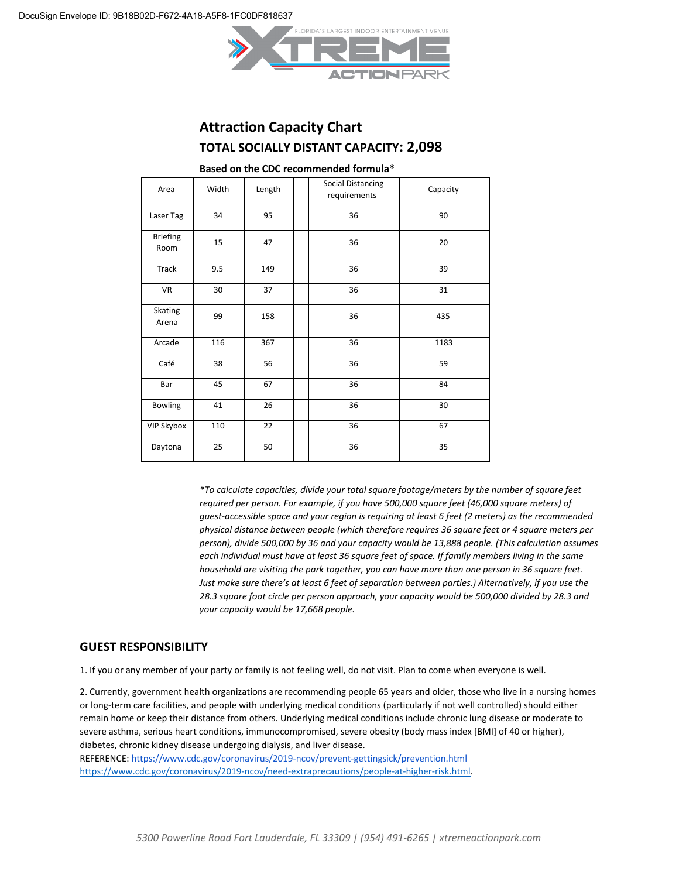## Attraction Capacity Chart

### TOTAL SOCIALLY DISTANT CAPACITY: 2,098

**Based on the CDC recommended formula***

| Area | Width | Length | | Social Distancing requirements | Capacity |
|---|---|---|---|---|---|
| Laser Tag | 34 | 95 | | 36 | 90 |
| Briefing Room | 15 | 47 | | 36 | 20 |
| Track | 9.5 | 149 | | 36 | 39 |
| VR | 30 | 37 | | 36 | 31 |
| Skating Arena | 99 | 158 | | 36 | 435 |
| Arcade | 116 | 367 | | 36 | 1183 |
| Café | 38 | 56 | | 36 | 59 |
| Bar | 45 | 67 | | 36 | 84 |
| Bowling | 41 | 26 | | 36 | 30 |
| VIP Skybox | 110 | 22 | | 36 | 67 |
| Daytona | 25 | 50 | | 36 | 35 |

*\*To calculate capacities, divide your total square footage/meters by the number of square feet required per person. For example, if you have 500,000 square feet (46,000 square meters) of guest-accessible space and your region is requiring at least 6 feet (2 meters) as the recommended physical distance between people (which therefore requires 36 square feet or 4 square meters per person), divide 500,000 by 36 and your capacity would be 13,888 people. (This calculation assumes each individual must have at least 36 square feet of space. If family members living in the same household are visiting the park together, you can have more than one person in 36 square feet. Just make sure there's at least 6 feet of separation between parties.) Alternatively, if you use the 28.3 square foot circle per person approach, your capacity would be 500,000 divided by 28.3 and your capacity would be 17,668 people.*

## GUEST RESPONSIBILITY

1. If you or any member of your party or family is not feeling well, do not visit. Plan to come when everyone is well.

2. Currently, government health organizations are recommending people 65 years and older, those who live in a nursing homes or long-term care facilities, and people with underlying medical conditions (particularly if not well controlled) should either remain home or keep their distance from others. Underlying medical conditions include chronic lung disease or moderate to severe asthma, serious heart conditions, immunocompromised, severe obesity (body mass index [BMI] of 40 or higher), diabetes, chronic kidney disease undergoing dialysis, and liver disease.
REFERENCE: https://www.cdc.gov/coronavirus/2019-ncov/prevent-gettingsick/prevention.html
https://www.cdc.gov/coronavirus/2019-ncov/need-extraprecautions/people-at-higher-risk.html.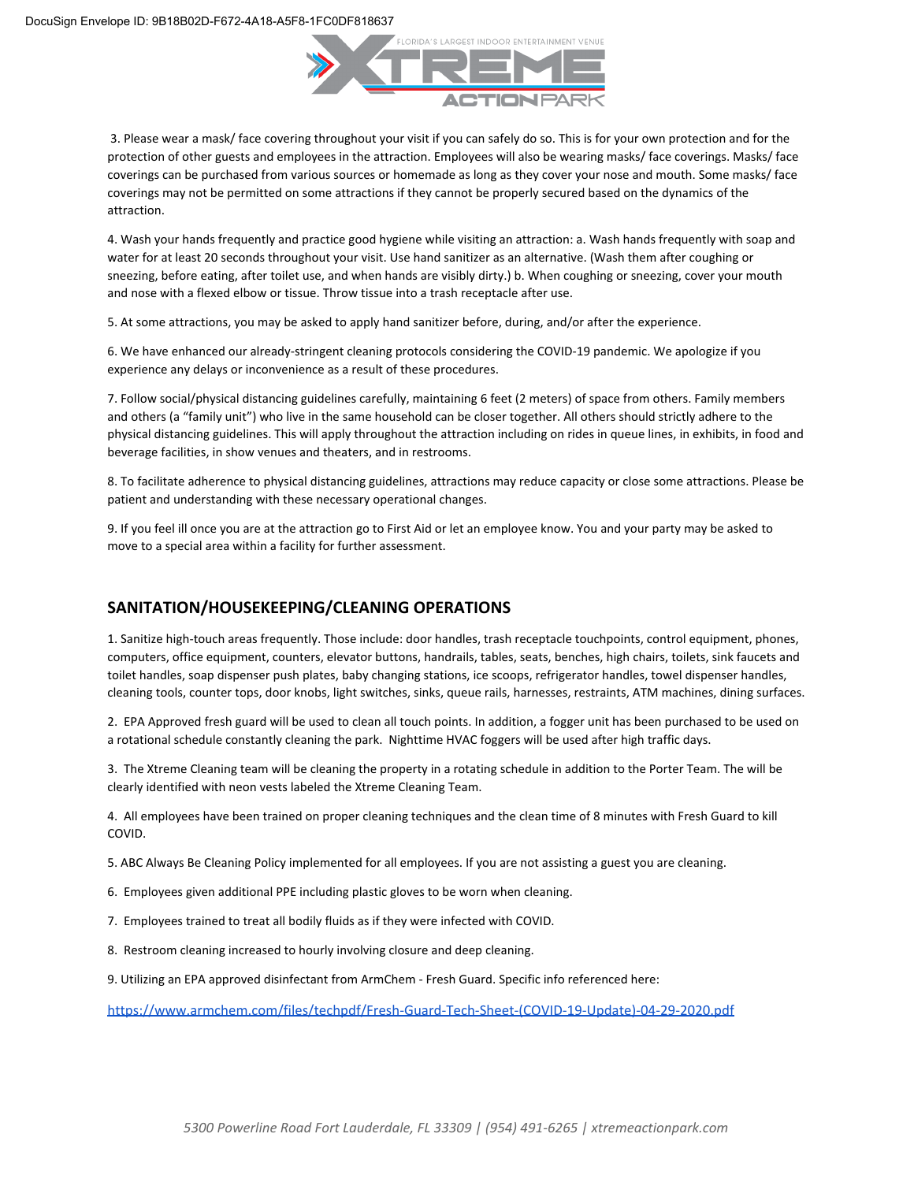3. Please wear a mask/ face covering throughout your visit if you can safely do so. This is for your own protection and for the protection of other guests and employees in the attraction. Employees will also be wearing masks/ face coverings. Masks/ face coverings can be purchased from various sources or homemade as long as they cover your nose and mouth. Some masks/ face coverings may not be permitted on some attractions if they cannot be properly secured based on the dynamics of the attraction.

4. Wash your hands frequently and practice good hygiene while visiting an attraction: a. Wash hands frequently with soap and water for at least 20 seconds throughout your visit. Use hand sanitizer as an alternative. (Wash them after coughing or sneezing, before eating, after toilet use, and when hands are visibly dirty.) b. When coughing or sneezing, cover your mouth and nose with a flexed elbow or tissue. Throw tissue into a trash receptacle after use.

5. At some attractions, you may be asked to apply hand sanitizer before, during, and/or after the experience.

6. We have enhanced our already-stringent cleaning protocols considering the COVID-19 pandemic. We apologize if you experience any delays or inconvenience as a result of these procedures.

7. Follow social/physical distancing guidelines carefully, maintaining 6 feet (2 meters) of space from others. Family members and others (a "family unit") who live in the same household can be closer together. All others should strictly adhere to the physical distancing guidelines. This will apply throughout the attraction including on rides in queue lines, in exhibits, in food and beverage facilities, in show venues and theaters, and in restrooms.

8. To facilitate adherence to physical distancing guidelines, attractions may reduce capacity or close some attractions. Please be patient and understanding with these necessary operational changes.

9. If you feel ill once you are at the attraction go to First Aid or let an employee know. You and your party may be asked to move to a special area within a facility for further assessment.

## SANITATION/HOUSEKEEPING/CLEANING OPERATIONS

1. Sanitize high-touch areas frequently. Those include: door handles, trash receptacle touchpoints, control equipment, phones, computers, office equipment, counters, elevator buttons, handrails, tables, seats, benches, high chairs, toilets, sink faucets and toilet handles, soap dispenser push plates, baby changing stations, ice scoops, refrigerator handles, towel dispenser handles, cleaning tools, counter tops, door knobs, light switches, sinks, queue rails, harnesses, restraints, ATM machines, dining surfaces.

2. EPA Approved fresh guard will be used to clean all touch points. In addition, a fogger unit has been purchased to be used on a rotational schedule constantly cleaning the park. Nighttime HVAC foggers will be used after high traffic days.

3. The Xtreme Cleaning team will be cleaning the property in a rotating schedule in addition to the Porter Team. The will be clearly identified with neon vests labeled the Xtreme Cleaning Team.

4. All employees have been trained on proper cleaning techniques and the clean time of 8 minutes with Fresh Guard to kill COVID.

5. ABC Always Be Cleaning Policy implemented for all employees. If you are not assisting a guest you are cleaning.

6. Employees given additional PPE including plastic gloves to be worn when cleaning.

7. Employees trained to treat all bodily fluids as if they were infected with COVID.

8. Restroom cleaning increased to hourly involving closure and deep cleaning.

9. Utilizing an EPA approved disinfectant from ArmChem - Fresh Guard. Specific info referenced here:

https://www.armchem.com/files/techpdf/Fresh-Guard-Tech-Sheet-(COVID-19-Update)-04-29-2020.pdf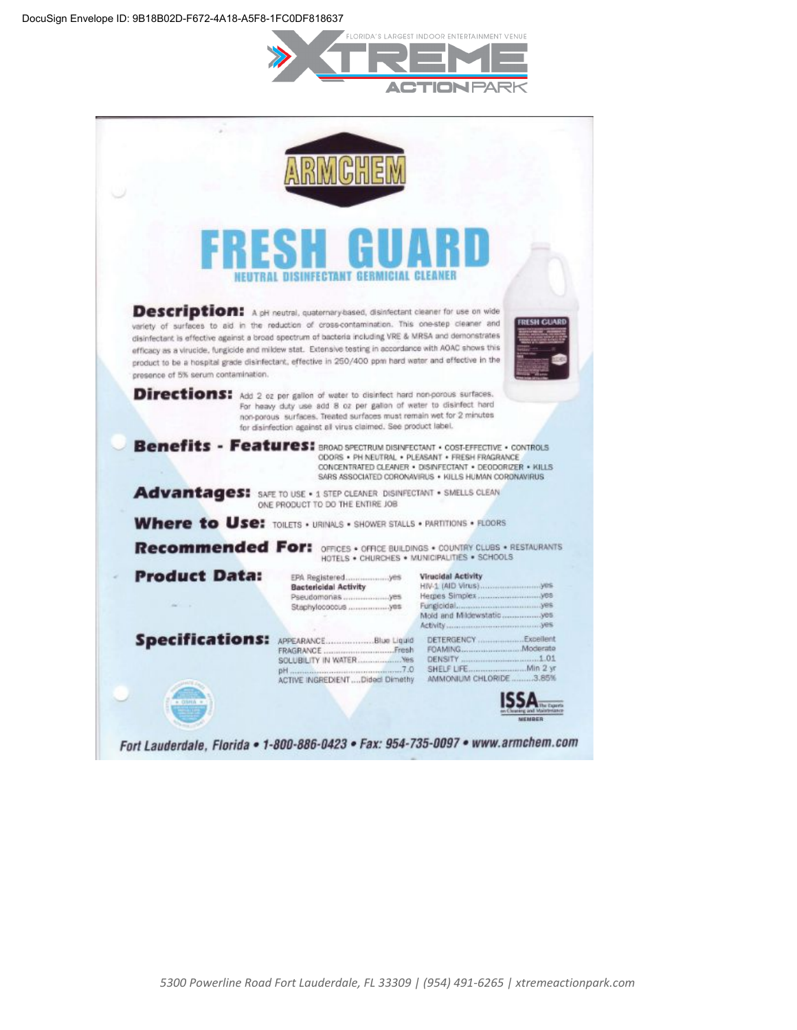DocuSign Envelope ID: 9B18B02D-F672-4A18-A5F8-1FC0DF818637

FLORIDA'S LARGEST INDOOR ENTERTAINMENT VENUE

XTREME ACTION PARK

ARMCHEM

# FRESH GUARD

## NEUTRAL DISINFECTANT GERMICIAL CLEANER

**Description:** A pH neutral, quaternary-based, disinfectant cleaner for use on wide variety of surfaces to aid in the reduction of cross-contamination. This one-step cleaner and disinfectant is effective against a broad spectrum of bacteria including VRE & MRSA and demonstrates efficacy as a virucide, fungicide and mildew stat. Extensive testing in accordance with AOAC shows this product to be a hospital grade disinfectant, effective in 250/400 ppm hard water and effective in the presence of 5% serum contamination.

**Directions:** Add 2 oz per gallon of water to disinfect hard non-porous surfaces. For heavy duty use add 8 oz per gallon of water to disinfect hard non-porous surfaces. Treated surfaces must remain wet for 2 minutes for disinfection against all virus claimed. See product label.

**Benefits - Features:** BROAD SPECTRUM DISINFECTANT • COST-EFFECTIVE • CONTROLS ODORS • PH NEUTRAL • PLEASANT • FRESH FRAGRANCE CONCENTRATED CLEANER • DISINFECTANT • DEODORIZER • KILLS SARS ASSOCIATED CORONAVIRUS • KILLS HUMAN CORONAVIRUS

**Advantages:** SAFE TO USE • 1 STEP CLEANER DISINFECTANT • SMELLS CLEAN ONE PRODUCT TO DO THE ENTIRE JOB

**Where to Use:** TOILETS • URINALS • SHOWER STALLS • PARTITIONS • FLOORS

**Recommended For:** OFFICES • OFFICE BUILDINGS • COUNTRY CLUBS • RESTAURANTS HOTELS • CHURCHES • MUNICIPALITIES • SCHOOLS

**Product Data:**

EPA Registered....................yes

**Bactericidal Activity**

Pseudomonas....................yes

Staphylococcus....................yes

**Virucidal Activity**

HIV-1 (AID Virus)....................yes

Herpes Simplex....................yes

Fungicidal....................yes

Mold and Mildewstatic....................yes

Activity....................yes

**Specifications:**

APPEARANCE....................Blue Liquid

FRAGRANCE....................Fresh

SOLUBILITY IN WATER....................Yes

pH....................7.0

ACTIVE INGREDIENT....Didecl Dimethy

DETERGENCY....................Excellent

FOAMING....................Moderate

DENSITY....................1.01

SHELF LIFE....................Min 2 yr

AMMONIUM CHLORIDE....................3.65%

ISSA The Experts on Cleaning and Maintenance MEMBER

Fort Lauderdale, Florida • 1-800-886-0423 • Fax: 954-735-0097 • www.armchem.com

5300 Powerline Road Fort Lauderdale, FL 33309 | (954) 491-6265 | xtremeactionpark.com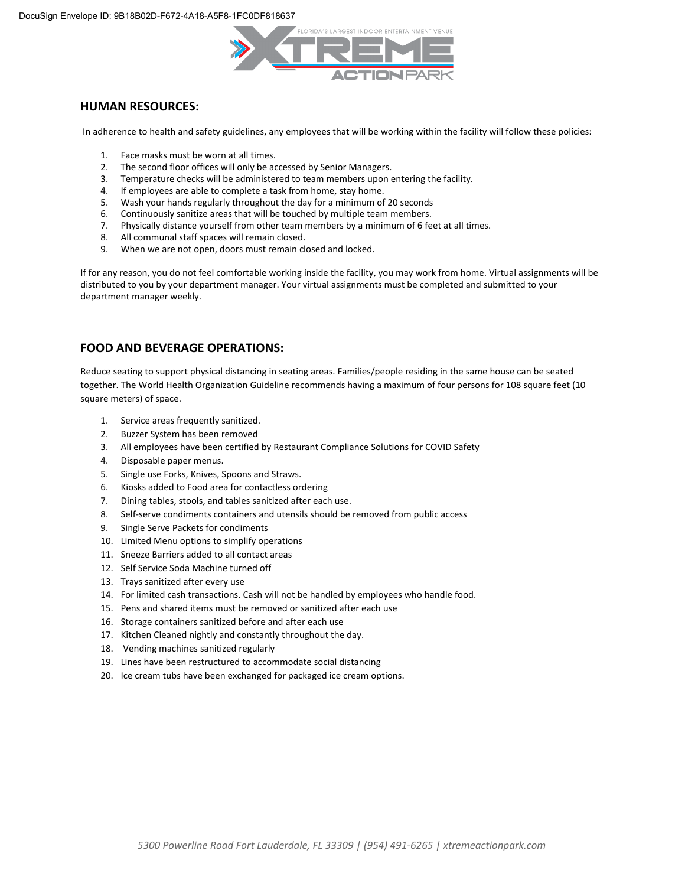## HUMAN RESOURCES:

In adherence to health and safety guidelines, any employees that will be working within the facility will follow these policies:

1. Face masks must be worn at all times.
2. The second floor offices will only be accessed by Senior Managers.
3. Temperature checks will be administered to team members upon entering the facility.
4. If employees are able to complete a task from home, stay home.
5. Wash your hands regularly throughout the day for a minimum of 20 seconds
6. Continuously sanitize areas that will be touched by multiple team members.
7. Physically distance yourself from other team members by a minimum of 6 feet at all times.
8. All communal staff spaces will remain closed.
9. When we are not open, doors must remain closed and locked.

If for any reason, you do not feel comfortable working inside the facility, you may work from home. Virtual assignments will be distributed to you by your department manager. Your virtual assignments must be completed and submitted to your department manager weekly.

## FOOD AND BEVERAGE OPERATIONS:

Reduce seating to support physical distancing in seating areas. Families/people residing in the same house can be seated together. The World Health Organization Guideline recommends having a maximum of four persons for 108 square feet (10 square meters) of space.

1. Service areas frequently sanitized.
2. Buzzer System has been removed
3. All employees have been certified by Restaurant Compliance Solutions for COVID Safety
4. Disposable paper menus.
5. Single use Forks, Knives, Spoons and Straws.
6. Kiosks added to Food area for contactless ordering
7. Dining tables, stools, and tables sanitized after each use.
8. Self-serve condiments containers and utensils should be removed from public access
9. Single Serve Packets for condiments
10. Limited Menu options to simplify operations
11. Sneeze Barriers added to all contact areas
12. Self Service Soda Machine turned off
13. Trays sanitized after every use
14. For limited cash transactions. Cash will not be handled by employees who handle food.
15. Pens and shared items must be removed or sanitized after each use
16. Storage containers sanitized before and after each use
17. Kitchen Cleaned nightly and constantly throughout the day.
18. Vending machines sanitized regularly
19. Lines have been restructured to accommodate social distancing
20. Ice cream tubs have been exchanged for packaged ice cream options.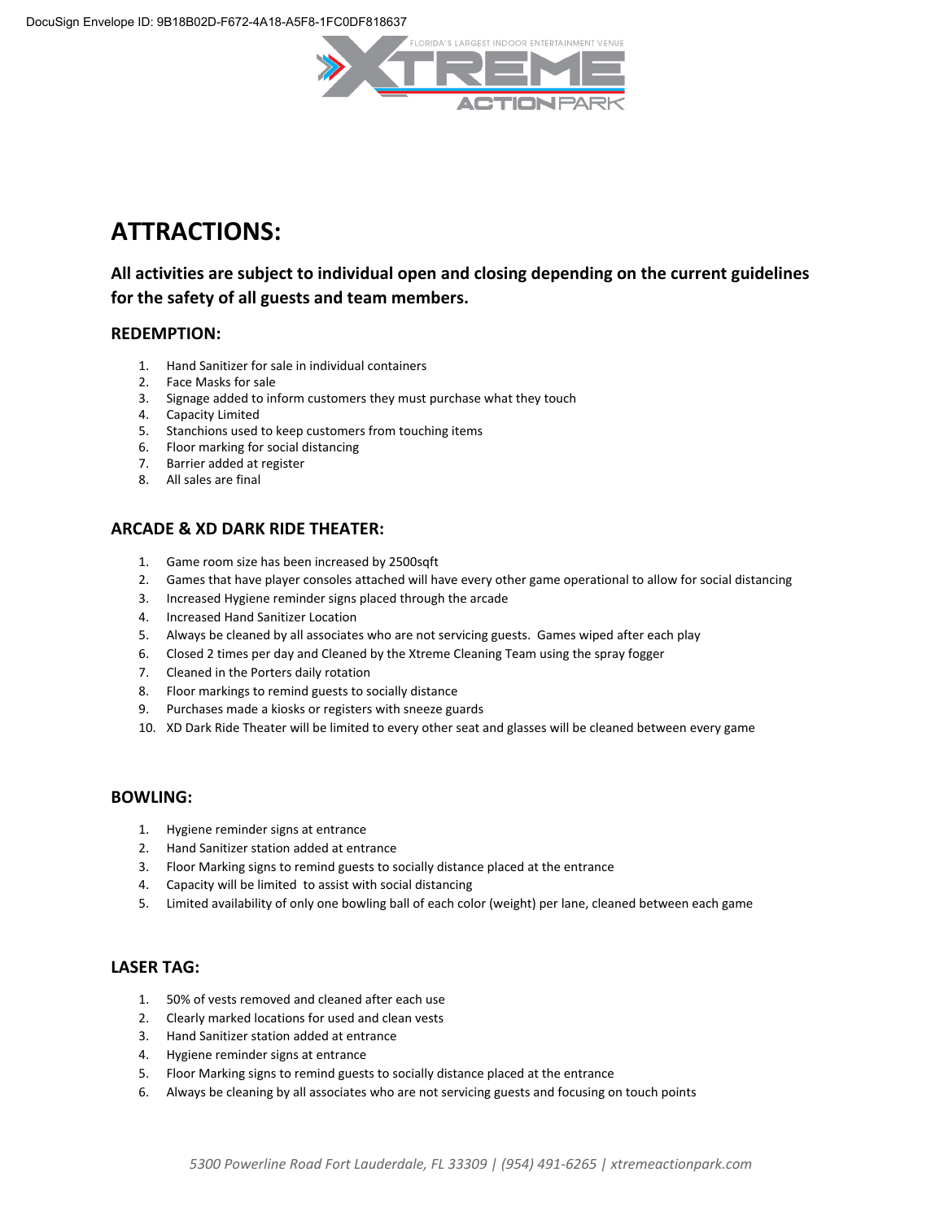# ATTRACTIONS:

**All activities are subject to individual open and closing depending on the current guidelines for the safety of all guests and team members.**

### REDEMPTION:

1. Hand Sanitizer for sale in individual containers
2. Face Masks for sale
3. Signage added to inform customers they must purchase what they touch
4. Capacity Limited
5. Stanchions used to keep customers from touching items
6. Floor marking for social distancing
7. Barrier added at register
8. All sales are final

### ARCADE & XD DARK RIDE THEATER:

1. Game room size has been increased by 2500sqft
2. Games that have player consoles attached will have every other game operational to allow for social distancing
3. Increased Hygiene reminder signs placed through the arcade
4. Increased Hand Sanitizer Location
5. Always be cleaned by all associates who are not servicing guests. Games wiped after each play
6. Closed 2 times per day and Cleaned by the Xtreme Cleaning Team using the spray fogger
7. Cleaned in the Porters daily rotation
8. Floor markings to remind guests to socially distance
9. Purchases made a kiosks or registers with sneeze guards
10. XD Dark Ride Theater will be limited to every other seat and glasses will be cleaned between every game

### BOWLING:

1. Hygiene reminder signs at entrance
2. Hand Sanitizer station added at entrance
3. Floor Marking signs to remind guests to socially distance placed at the entrance
4. Capacity will be limited to assist with social distancing
5. Limited availability of only one bowling ball of each color (weight) per lane, cleaned between each game

### LASER TAG:

1. 50% of vests removed and cleaned after each use
2. Clearly marked locations for used and clean vests
3. Hand Sanitizer station added at entrance
4. Hygiene reminder signs at entrance
5. Floor Marking signs to remind guests to socially distance placed at the entrance
6. Always be cleaning by all associates who are not servicing guests and focusing on touch points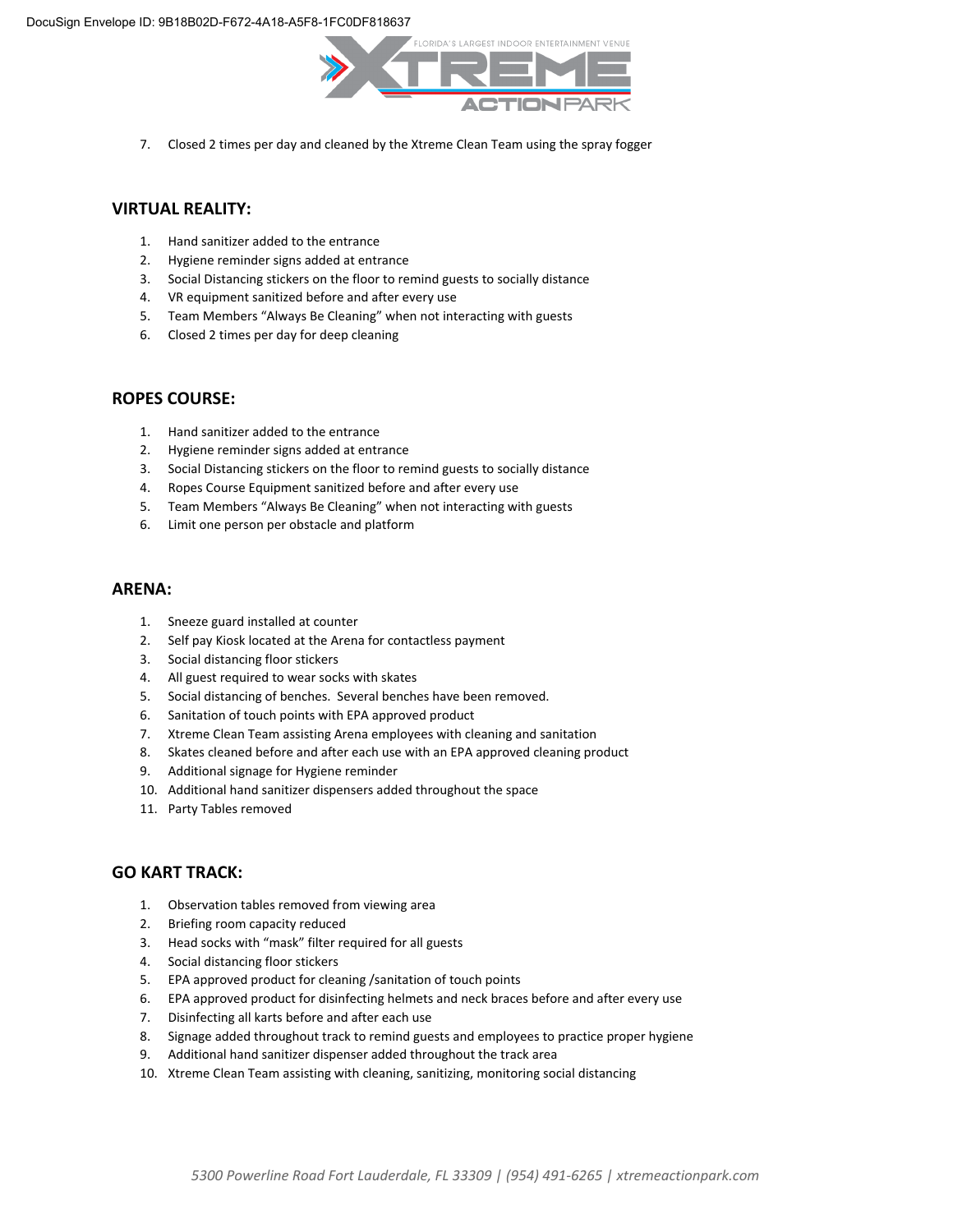7. Closed 2 times per day and cleaned by the Xtreme Clean Team using the spray fogger

## VIRTUAL REALITY:

1. Hand sanitizer added to the entrance
2. Hygiene reminder signs added at entrance
3. Social Distancing stickers on the floor to remind guests to socially distance
4. VR equipment sanitized before and after every use
5. Team Members "Always Be Cleaning" when not interacting with guests
6. Closed 2 times per day for deep cleaning

## ROPES COURSE:

1. Hand sanitizer added to the entrance
2. Hygiene reminder signs added at entrance
3. Social Distancing stickers on the floor to remind guests to socially distance
4. Ropes Course Equipment sanitized before and after every use
5. Team Members "Always Be Cleaning" when not interacting with guests
6. Limit one person per obstacle and platform

## ARENA:

1. Sneeze guard installed at counter
2. Self pay Kiosk located at the Arena for contactless payment
3. Social distancing floor stickers
4. All guest required to wear socks with skates
5. Social distancing of benches. Several benches have been removed.
6. Sanitation of touch points with EPA approved product
7. Xtreme Clean Team assisting Arena employees with cleaning and sanitation
8. Skates cleaned before and after each use with an EPA approved cleaning product
9. Additional signage for Hygiene reminder
10. Additional hand sanitizer dispensers added throughout the space
11. Party Tables removed

## GO KART TRACK:

1. Observation tables removed from viewing area
2. Briefing room capacity reduced
3. Head socks with "mask" filter required for all guests
4. Social distancing floor stickers
5. EPA approved product for cleaning /sanitation of touch points
6. EPA approved product for disinfecting helmets and neck braces before and after every use
7. Disinfecting all karts before and after each use
8. Signage added throughout track to remind guests and employees to practice proper hygiene
9. Additional hand sanitizer dispenser added throughout the track area
10. Xtreme Clean Team assisting with cleaning, sanitizing, monitoring social distancing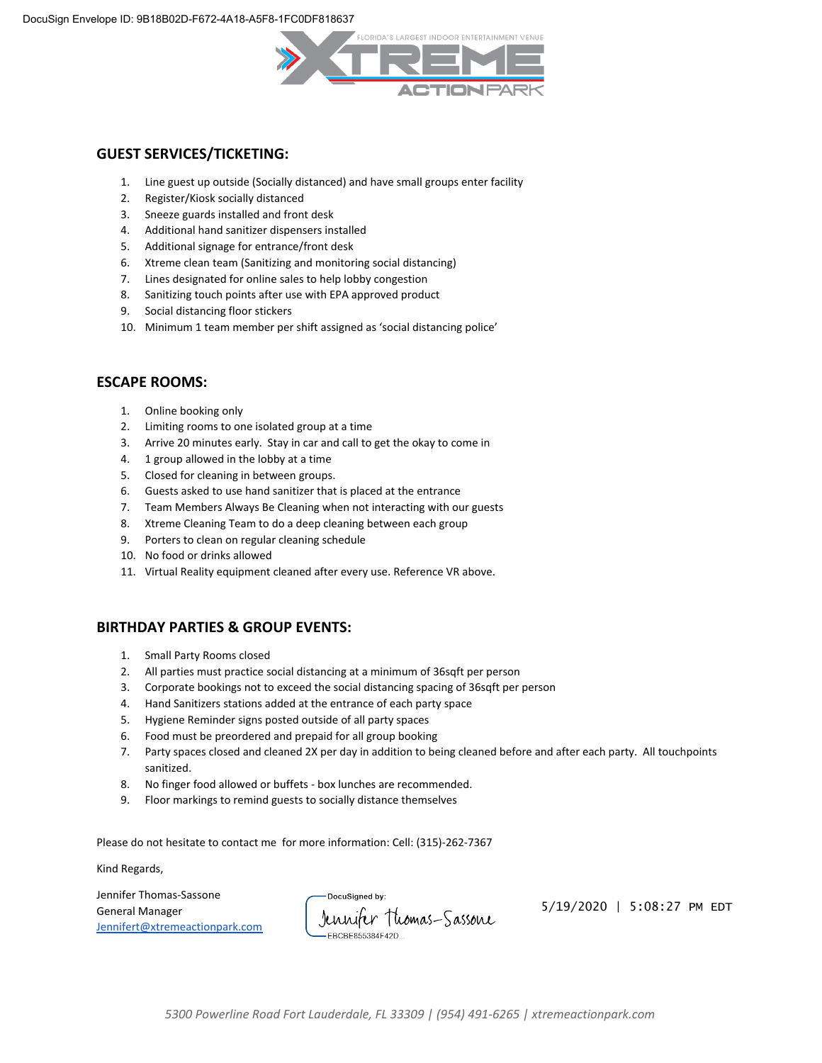## GUEST SERVICES/TICKETING:

1. Line guest up outside (Socially distanced) and have small groups enter facility
2. Register/Kiosk socially distanced
3. Sneeze guards installed and front desk
4. Additional hand sanitizer dispensers installed
5. Additional signage for entrance/front desk
6. Xtreme clean team (Sanitizing and monitoring social distancing)
7. Lines designated for online sales to help lobby congestion
8. Sanitizing touch points after use with EPA approved product
9. Social distancing floor stickers
10. Minimum 1 team member per shift assigned as 'social distancing police'

## ESCAPE ROOMS:

1. Online booking only
2. Limiting rooms to one isolated group at a time
3. Arrive 20 minutes early. Stay in car and call to get the okay to come in
4. 1 group allowed in the lobby at a time
5. Closed for cleaning in between groups.
6. Guests asked to use hand sanitizer that is placed at the entrance
7. Team Members Always Be Cleaning when not interacting with our guests
8. Xtreme Cleaning Team to do a deep cleaning between each group
9. Porters to clean on regular cleaning schedule
10. No food or drinks allowed
11. Virtual Reality equipment cleaned after every use. Reference VR above.

## BIRTHDAY PARTIES & GROUP EVENTS:

1. Small Party Rooms closed
2. All parties must practice social distancing at a minimum of 36sqft per person
3. Corporate bookings not to exceed the social distancing spacing of 36sqft per person
4. Hand Sanitizers stations added at the entrance of each party space
5. Hygiene Reminder signs posted outside of all party spaces
6. Food must be preordered and prepaid for all group booking
7. Party spaces closed and cleaned 2X per day in addition to being cleaned before and after each party. All touchpoints sanitized.
8. No finger food allowed or buffets - box lunches are recommended.
9. Floor markings to remind guests to socially distance themselves

Please do not hesitate to contact me for more information: Cell: (315)-262-7367

Kind Regards,

Jennifer Thomas-Sassone
General Manager
Jennifert@xtremeactionpark.com

DocuSigned by: Jennifer Thomas-Sassone
EBCBE855384F42D...

5/19/2020 | 5:08:27 PM EDT

*5300 Powerline Road Fort Lauderdale, FL 33309 | (954) 491-6265 | xtremeactionpark.com*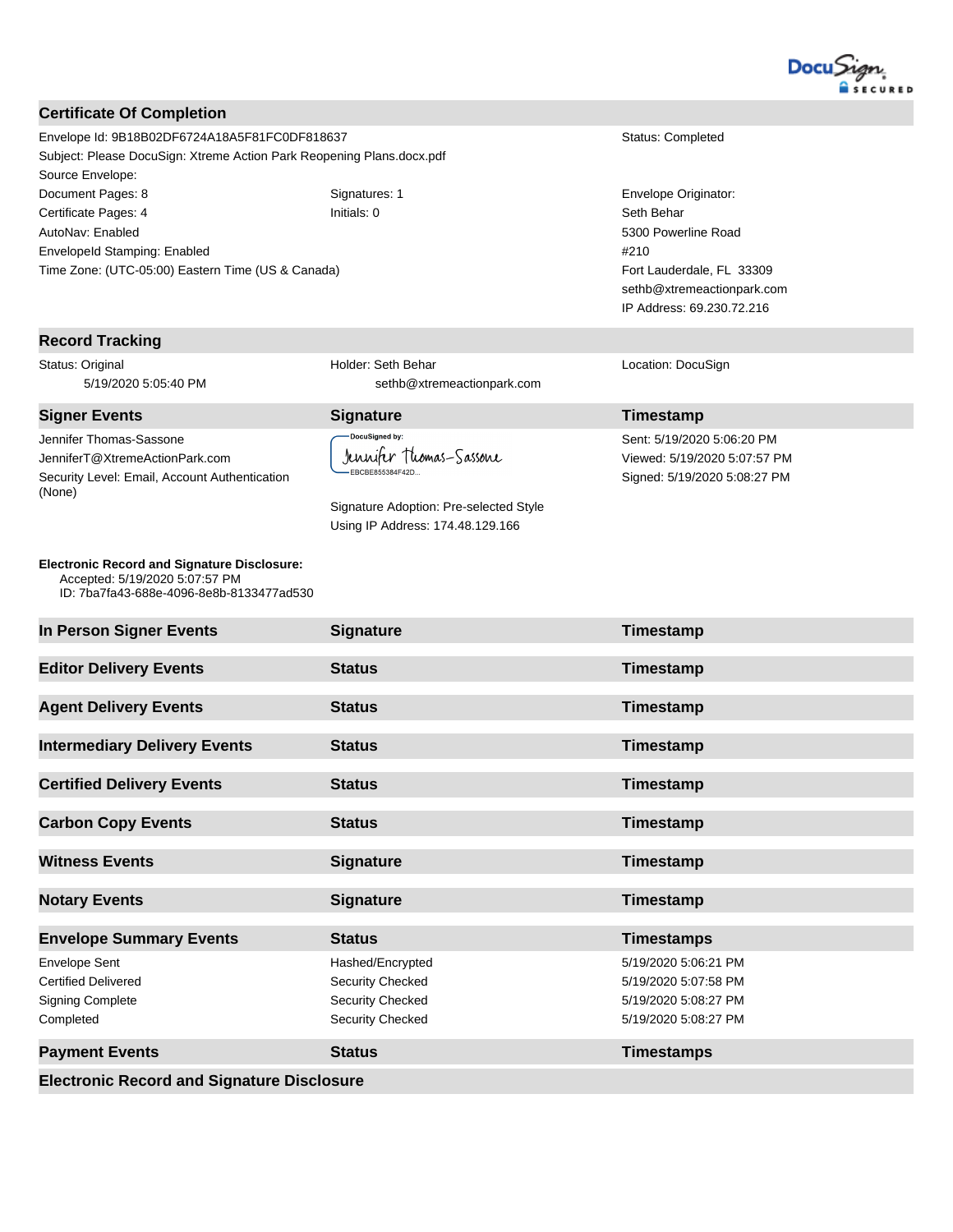DocuSign SECURED

## Certificate Of Completion

| | | |
|---|---|---|
| Envelope Id: 9B18B02DF6724A18A5F81FC0DF818637 | | Status: Completed |
| Subject: Please DocuSign: Xtreme Action Park Reopening Plans.docx.pdf | | |
| Source Envelope: | | |
| Document Pages: 8 | Signatures: 1 | Envelope Originator: |
| Certificate Pages: 4 | Initials: 0 | Seth Behar |
| AutoNav: Enabled | | 5300 Powerline Road |
| EnvelopeId Stamping: Enabled | | #210 |
| Time Zone: (UTC-05:00) Eastern Time (US & Canada) | | Fort Lauderdale, FL 33309 |
| | | sethb@xtremeactionpark.com |
| | | IP Address: 69.230.72.216 |

## Record Tracking

| | | |
|---|---|---|
| Status: Original<br>5/19/2020 5:05:40 PM | Holder: Seth Behar<br>sethb@xtremeactionpark.com | Location: DocuSign |

| Signer Events | Signature | Timestamp |
|---|---|---|
| Jennifer Thomas-Sassone<br>JenniferT@XtremeActionPark.com<br>Security Level: Email, Account Authentication (None) | DocuSigned by:<br>Jennifer Thomas-Sassone<br>EBCBE855384F42D...<br><br>Signature Adoption: Pre-selected Style<br>Using IP Address: 174.48.129.166 | Sent: 5/19/2020 5:06:20 PM<br>Viewed: 5/19/2020 5:07:57 PM<br>Signed: 5/19/2020 5:08:27 PM |

**Electronic Record and Signature Disclosure:**
Accepted: 5/19/2020 5:07:57 PM
ID: 7ba7fa43-688e-4096-8e8b-8133477ad530

| In Person Signer Events | Signature | Timestamp |
|---|---|---|

| Editor Delivery Events | Status | Timestamp |
|---|---|---|

| Agent Delivery Events | Status | Timestamp |
|---|---|---|

| Intermediary Delivery Events | Status | Timestamp |
|---|---|---|

| Certified Delivery Events | Status | Timestamp |
|---|---|---|

| Carbon Copy Events | Status | Timestamp |
|---|---|---|

| Witness Events | Signature | Timestamp |
|---|---|---|

| Notary Events | Signature | Timestamp |
|---|---|---|

| Envelope Summary Events | Status | Timestamps |
|---|---|---|
| Envelope Sent | Hashed/Encrypted | 5/19/2020 5:06:21 PM |
| Certified Delivered | Security Checked | 5/19/2020 5:07:58 PM |
| Signing Complete | Security Checked | 5/19/2020 5:08:27 PM |
| Completed | Security Checked | 5/19/2020 5:08:27 PM |

| Payment Events | Status | Timestamps |
|---|---|---|

## Electronic Record and Signature Disclosure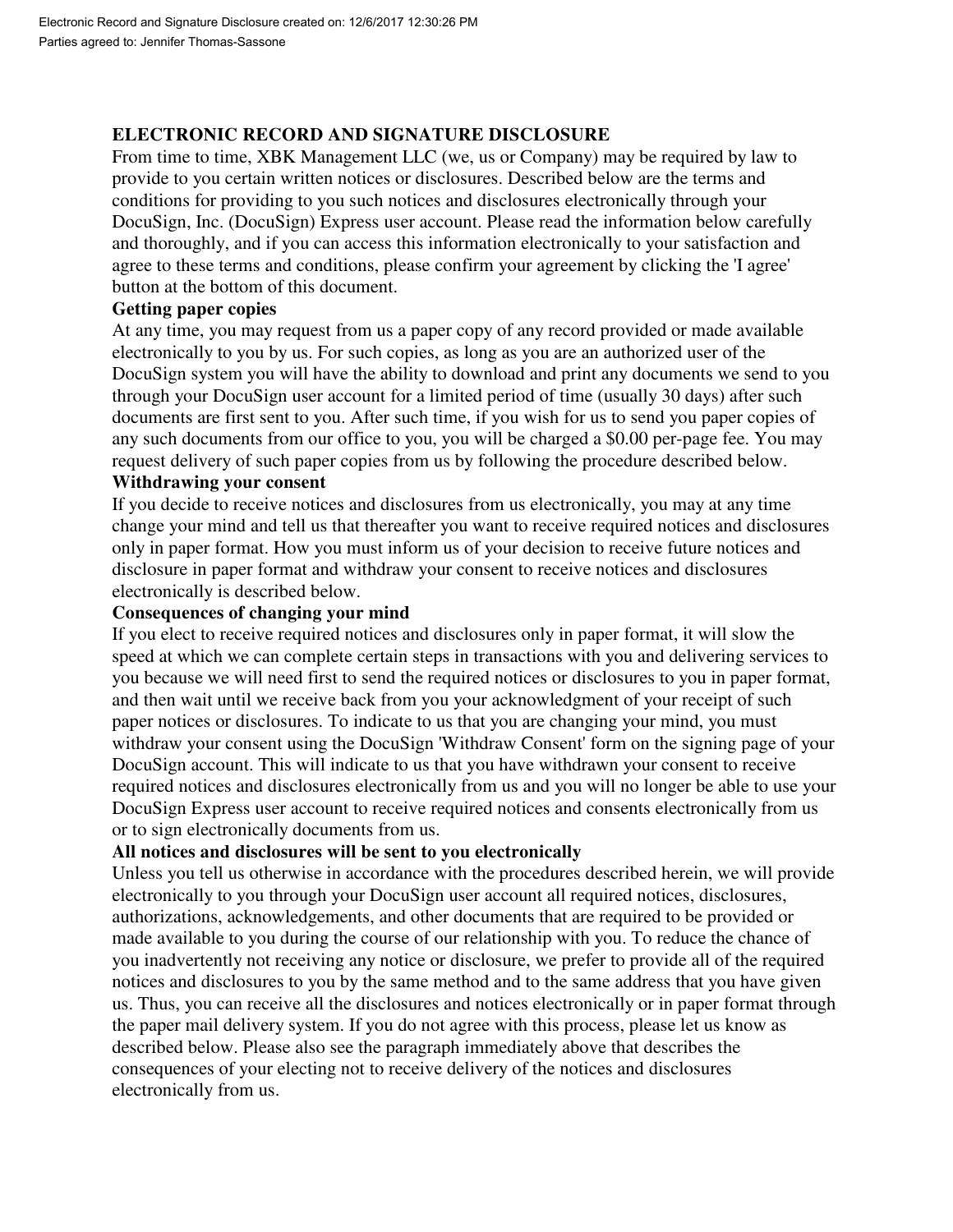Electronic Record and Signature Disclosure created on: 12/6/2017 12:30:26 PM
Parties agreed to: Jennifer Thomas-Sassone

## ELECTRONIC RECORD AND SIGNATURE DISCLOSURE

From time to time, XBK Management LLC (we, us or Company) may be required by law to provide to you certain written notices or disclosures. Described below are the terms and conditions for providing to you such notices and disclosures electronically through your DocuSign, Inc. (DocuSign) Express user account. Please read the information below carefully and thoroughly, and if you can access this information electronically to your satisfaction and agree to these terms and conditions, please confirm your agreement by clicking the 'I agree' button at the bottom of this document.

**Getting paper copies**

At any time, you may request from us a paper copy of any record provided or made available electronically to you by us. For such copies, as long as you are an authorized user of the DocuSign system you will have the ability to download and print any documents we send to you through your DocuSign user account for a limited period of time (usually 30 days) after such documents are first sent to you. After such time, if you wish for us to send you paper copies of any such documents from our office to you, you will be charged a $0.00 per-page fee. You may request delivery of such paper copies from us by following the procedure described below.

**Withdrawing your consent**

If you decide to receive notices and disclosures from us electronically, you may at any time change your mind and tell us that thereafter you want to receive required notices and disclosures only in paper format. How you must inform us of your decision to receive future notices and disclosure in paper format and withdraw your consent to receive notices and disclosures electronically is described below.

**Consequences of changing your mind**

If you elect to receive required notices and disclosures only in paper format, it will slow the speed at which we can complete certain steps in transactions with you and delivering services to you because we will need first to send the required notices or disclosures to you in paper format, and then wait until we receive back from you your acknowledgment of your receipt of such paper notices or disclosures. To indicate to us that you are changing your mind, you must withdraw your consent using the DocuSign 'Withdraw Consent' form on the signing page of your DocuSign account. This will indicate to us that you have withdrawn your consent to receive required notices and disclosures electronically from us and you will no longer be able to use your DocuSign Express user account to receive required notices and consents electronically from us or to sign electronically documents from us.

**All notices and disclosures will be sent to you electronically**

Unless you tell us otherwise in accordance with the procedures described herein, we will provide electronically to you through your DocuSign user account all required notices, disclosures, authorizations, acknowledgements, and other documents that are required to be provided or made available to you during the course of our relationship with you. To reduce the chance of you inadvertently not receiving any notice or disclosure, we prefer to provide all of the required notices and disclosures to you by the same method and to the same address that you have given us. Thus, you can receive all the disclosures and notices electronically or in paper format through the paper mail delivery system. If you do not agree with this process, please let us know as described below. Please also see the paragraph immediately above that describes the consequences of your electing not to receive delivery of the notices and disclosures electronically from us.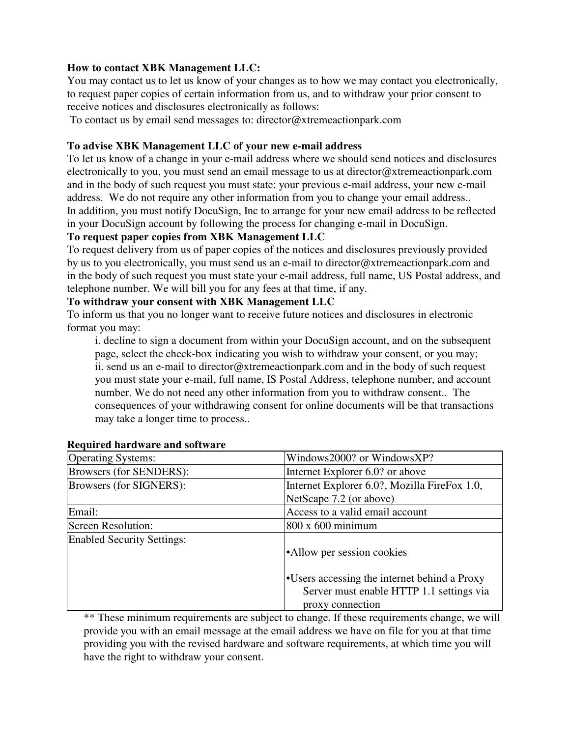**How to contact XBK Management LLC:**

You may contact us to let us know of your changes as to how we may contact you electronically, to request paper copies of certain information from us, and to withdraw your prior consent to receive notices and disclosures electronically as follows:

To contact us by email send messages to: director@xtremeactionpark.com

**To advise XBK Management LLC of your new e-mail address**

To let us know of a change in your e-mail address where we should send notices and disclosures electronically to you, you must send an email message to us at director@xtremeactionpark.com and in the body of such request you must state: your previous e-mail address, your new e-mail address. We do not require any other information from you to change your email address..

In addition, you must notify DocuSign, Inc to arrange for your new email address to be reflected in your DocuSign account by following the process for changing e-mail in DocuSign.

**To request paper copies from XBK Management LLC**

To request delivery from us of paper copies of the notices and disclosures previously provided by us to you electronically, you must send us an e-mail to director@xtremeactionpark.com and in the body of such request you must state your e-mail address, full name, US Postal address, and telephone number. We will bill you for any fees at that time, if any.

**To withdraw your consent with XBK Management LLC**

To inform us that you no longer want to receive future notices and disclosures in electronic format you may:

i. decline to sign a document from within your DocuSign account, and on the subsequent page, select the check-box indicating you wish to withdraw your consent, or you may;
ii. send us an e-mail to director@xtremeactionpark.com and in the body of such request you must state your e-mail, full name, IS Postal Address, telephone number, and account number. We do not need any other information from you to withdraw consent.. The consequences of your withdrawing consent for online documents will be that transactions may take a longer time to process..

**Required hardware and software**

| Operating Systems: | Windows2000? or WindowsXP? |
|---|---|
| Browsers (for SENDERS): | Internet Explorer 6.0? or above |
| Browsers (for SIGNERS): | Internet Explorer 6.0?, Mozilla FireFox 1.0, NetScape 7.2 (or above) |
| Email: | Access to a valid email account |
| Screen Resolution: | 800 x 600 minimum |
| Enabled Security Settings: | •Allow per session cookies<br>•Users accessing the internet behind a Proxy Server must enable HTTP 1.1 settings via proxy connection |

** These minimum requirements are subject to change. If these requirements change, we will provide you with an email message at the email address we have on file for you at that time providing you with the revised hardware and software requirements, at which time you will have the right to withdraw your consent.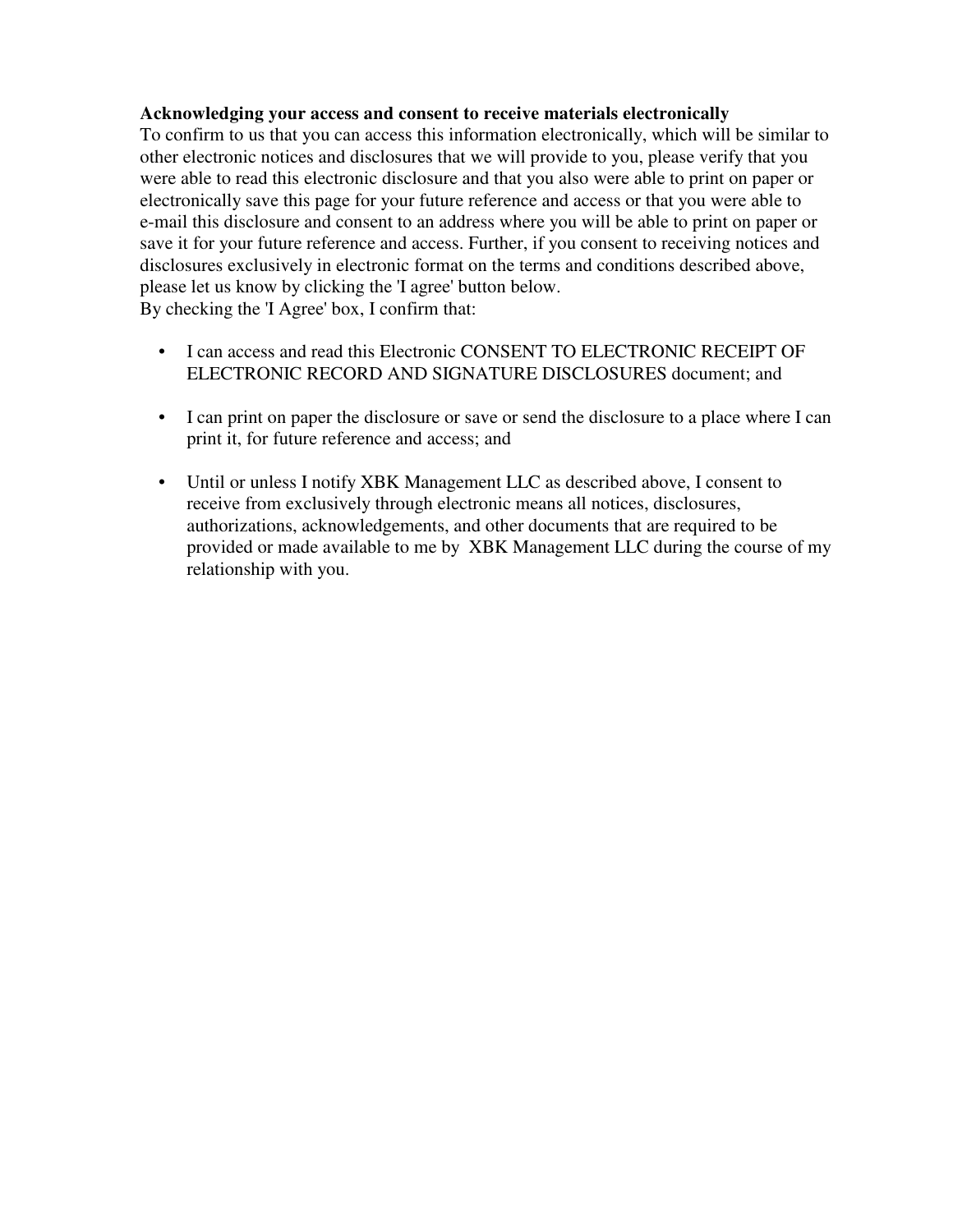**Acknowledging your access and consent to receive materials electronically**

To confirm to us that you can access this information electronically, which will be similar to other electronic notices and disclosures that we will provide to you, please verify that you were able to read this electronic disclosure and that you also were able to print on paper or electronically save this page for your future reference and access or that you were able to e-mail this disclosure and consent to an address where you will be able to print on paper or save it for your future reference and access. Further, if you consent to receiving notices and disclosures exclusively in electronic format on the terms and conditions described above, please let us know by clicking the 'I agree' button below.

By checking the 'I Agree' box, I confirm that:

- I can access and read this Electronic CONSENT TO ELECTRONIC RECEIPT OF ELECTRONIC RECORD AND SIGNATURE DISCLOSURES document; and
- I can print on paper the disclosure or save or send the disclosure to a place where I can print it, for future reference and access; and
- Until or unless I notify XBK Management LLC as described above, I consent to receive from exclusively through electronic means all notices, disclosures, authorizations, acknowledgements, and other documents that are required to be provided or made available to me by XBK Management LLC during the course of my relationship with you.